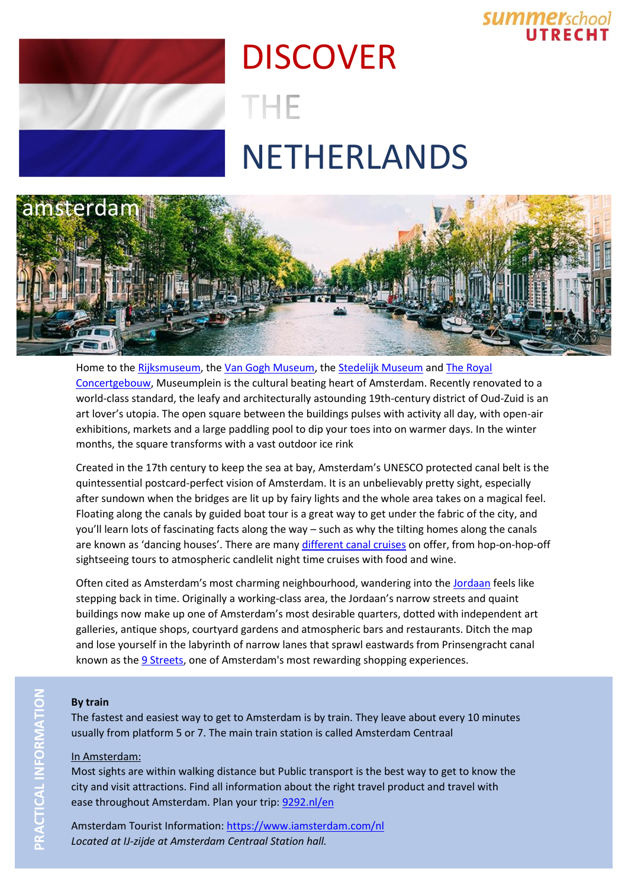summerschool UTRECHT

# DISCOVER THE NETHERLANDS

## amsterdam

Home to the Rijksmuseum, the Van Gogh Museum, the Stedelijk Museum and The Royal Concertgebouw, Museumplein is the cultural beating heart of Amsterdam. Recently renovated to a world-class standard, the leafy and architecturally astounding 19th-century district of Oud-Zuid is an art lover's utopia. The open square between the buildings pulses with activity all day, with open-air exhibitions, markets and a large paddling pool to dip your toes into on warmer days. In the winter months, the square transforms with a vast outdoor ice rink

Created in the 17th century to keep the sea at bay, Amsterdam's UNESCO protected canal belt is the quintessential postcard-perfect vision of Amsterdam. It is an unbelievably pretty sight, especially after sundown when the bridges are lit up by fairy lights and the whole area takes on a magical feel. Floating along the canals by guided boat tour is a great way to get under the fabric of the city, and you'll learn lots of fascinating facts along the way – such as why the tilting homes along the canals are known as 'dancing houses'. There are many different canal cruises on offer, from hop-on-hop-off sightseeing tours to atmospheric candlelit night time cruises with food and wine.

Often cited as Amsterdam's most charming neighbourhood, wandering into the Jordaan feels like stepping back in time. Originally a working-class area, the Jordaan's narrow streets and quaint buildings now make up one of Amsterdam's most desirable quarters, dotted with independent art galleries, antique shops, courtyard gardens and atmospheric bars and restaurants. Ditch the map and lose yourself in the labyrinth of narrow lanes that sprawl eastwards from Prinsengracht canal known as the 9 Streets, one of Amsterdam's most rewarding shopping experiences.

### PRACTICAL INFORMATION

**By train**
The fastest and easiest way to get to Amsterdam is by train. They leave about every 10 minutes usually from platform 5 or 7. The main train station is called Amsterdam Centraal

In Amsterdam:
Most sights are within walking distance but Public transport is the best way to get to know the city and visit attractions. Find all information about the right travel product and travel with ease throughout Amsterdam. Plan your trip: 9292.nl/en

Amsterdam Tourist Information: https://www.iamsterdam.com/nl
*Located at IJ-zijde at Amsterdam Centraal Station hall.*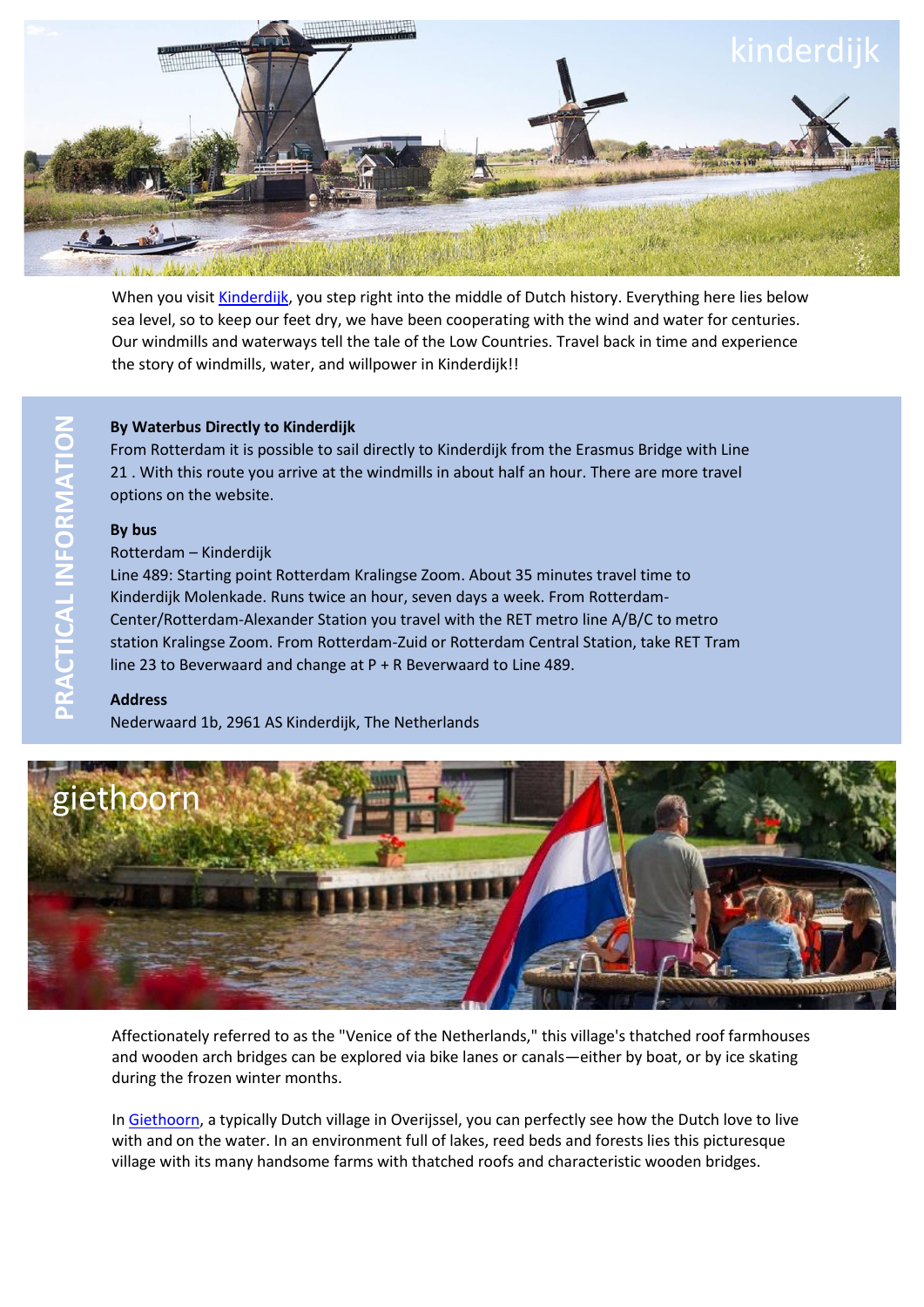# kinderdijk

When you visit Kinderdijk, you step right into the middle of Dutch history. Everything here lies below sea level, so to keep our feet dry, we have been cooperating with the wind and water for centuries. Our windmills and waterways tell the tale of the Low Countries. Travel back in time and experience the story of windmills, water, and willpower in Kinderdijk!!

## PRACTICAL INFORMATION

**By Waterbus Directly to Kinderdijk**

From Rotterdam it is possible to sail directly to Kinderdijk from the Erasmus Bridge with Line 21 . With this route you arrive at the windmills in about half an hour. There are more travel options on the website.

**By bus**

Rotterdam – Kinderdijk

Line 489: Starting point Rotterdam Kralingse Zoom. About 35 minutes travel time to Kinderdijk Molenkade. Runs twice an hour, seven days a week. From Rotterdam-Center/Rotterdam-Alexander Station you travel with the RET metro line A/B/C to metro station Kralingse Zoom. From Rotterdam-Zuid or Rotterdam Central Station, take RET Tram line 23 to Beverwaard and change at P + R Beverwaard to Line 489.

**Address**

Nederwaard 1b, 2961 AS Kinderdijk, The Netherlands

# giethoorn

Affectionately referred to as the "Venice of the Netherlands," this village's thatched roof farmhouses and wooden arch bridges can be explored via bike lanes or canals—either by boat, or by ice skating during the frozen winter months.

In Giethoorn, a typically Dutch village in Overijssel, you can perfectly see how the Dutch love to live with and on the water. In an environment full of lakes, reed beds and forests lies this picturesque village with its many handsome farms with thatched roofs and characteristic wooden bridges.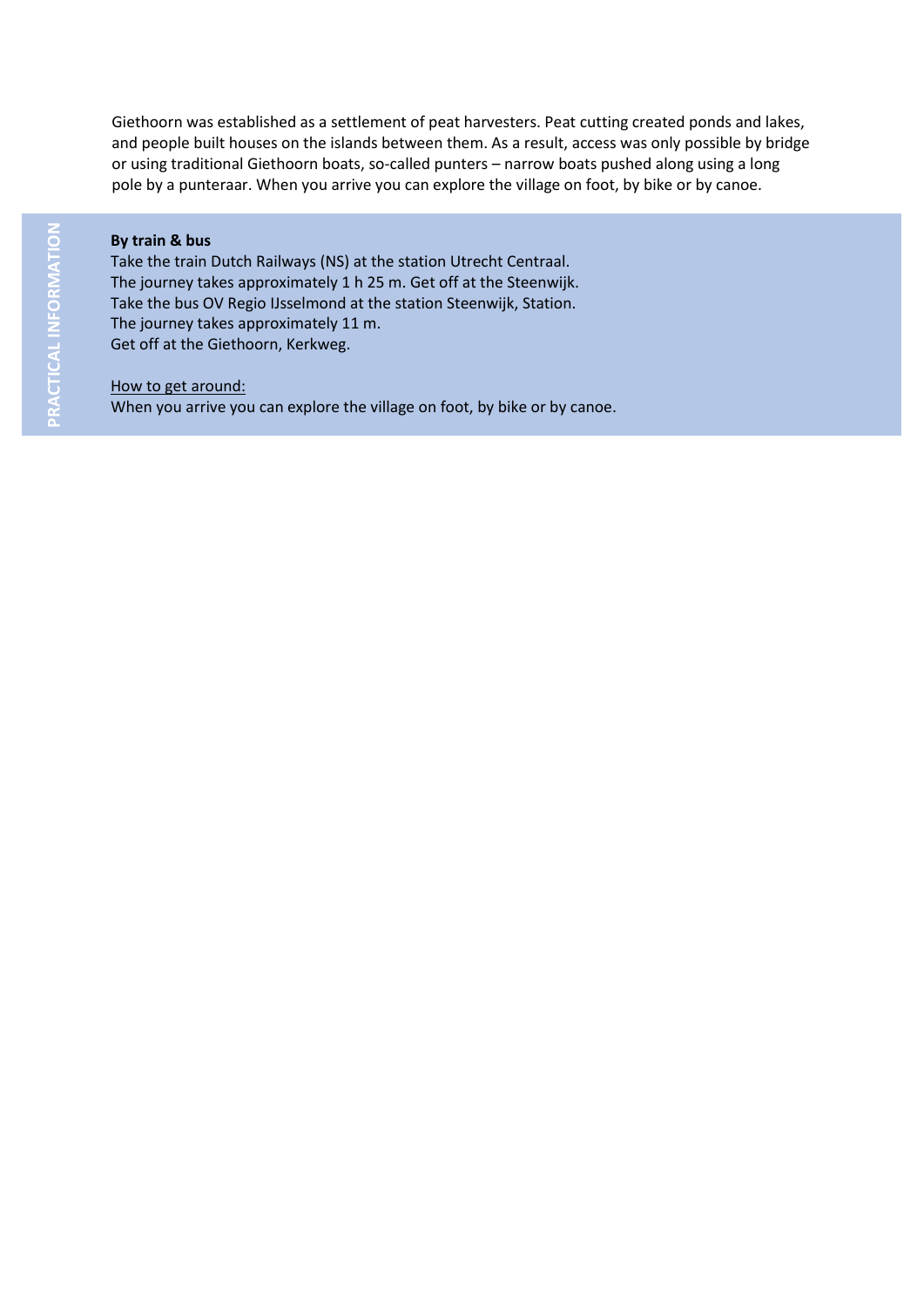Giethoorn was established as a settlement of peat harvesters. Peat cutting created ponds and lakes, and people built houses on the islands between them. As a result, access was only possible by bridge or using traditional Giethoorn boats, so-called punters – narrow boats pushed along using a long pole by a punteraar. When you arrive you can explore the village on foot, by bike or by canoe.

PRACTICAL INFORMATION

**By train & bus**

Take the train Dutch Railways (NS) at the station Utrecht Centraal.
The journey takes approximately 1 h 25 m. Get off at the Steenwijk.
Take the bus OV Regio IJsselmond at the station Steenwijk, Station.
The journey takes approximately 11 m.
Get off at the Giethoorn, Kerkweg.

How to get around:
When you arrive you can explore the village on foot, by bike or by canoe.